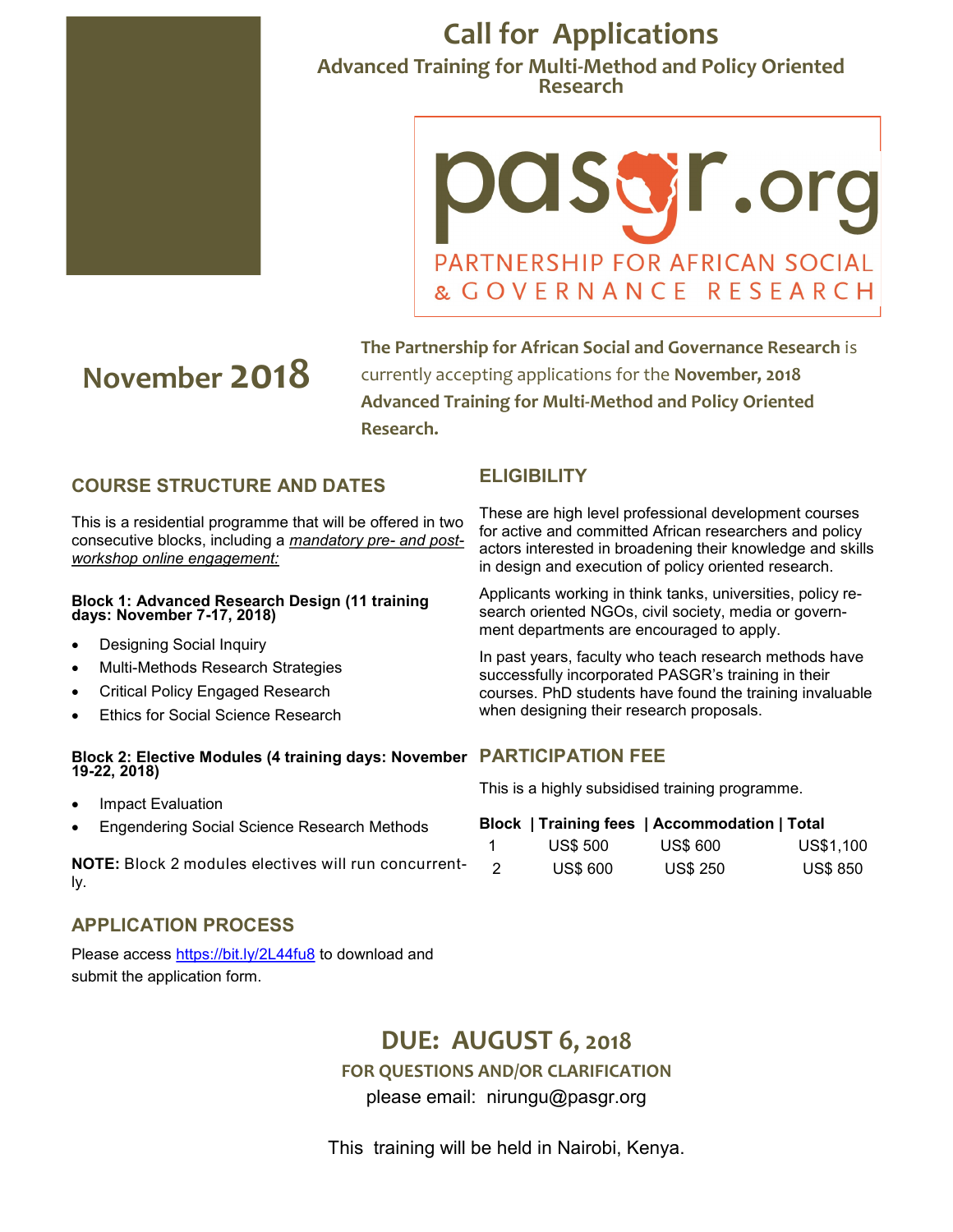# Call for Applications

## Advanced Training for Multi-Method and Policy Oriented Research

pasgr.org

PARTNERSHIP FOR AFRICAN SOCIAL & GOVERNANCE RESEARCH

## November 2018

**The Partnership for African Social and Governance Research** is currently accepting applications for the **November, 2018 Advanced Training for Multi-Method and Policy Oriented Research.**

### COURSE STRUCTURE AND DATES

This is a residential programme that will be offered in two consecutive blocks, including a *mandatory pre- and post-workshop online engagement:*

**Block 1: Advanced Research Design (11 training days: November 7-17, 2018)**

- Designing Social Inquiry
- Multi-Methods Research Strategies
- Critical Policy Engaged Research
- Ethics for Social Science Research

**Block 2: Elective Modules (4 training days: November 19-22, 2018)**

- Impact Evaluation
- Engendering Social Science Research Methods

**NOTE:** Block 2 modules electives will run concurrently.

### APPLICATION PROCESS

Please access https://bit.ly/2L44fu8 to download and submit the application form.

### ELIGIBILITY

These are high level professional development courses for active and committed African researchers and policy actors interested in broadening their knowledge and skills in design and execution of policy oriented research.

Applicants working in think tanks, universities, policy research oriented NGOs, civil society, media or government departments are encouraged to apply.

In past years, faculty who teach research methods have successfully incorporated PASGR's training in their courses. PhD students have found the training invaluable when designing their research proposals.

### PARTICIPATION FEE

This is a highly subsidised training programme.

| Block | Training fees | Accommodation | Total |
|---|---|---|---|
| 1 | US$ 500 | US$ 600 | US$1,100 |
| 2 | US$ 600 | US$ 250 | US$ 850 |

## DUE: AUGUST 6, 2018

**FOR QUESTIONS AND/OR CLARIFICATION**

please email: nirungu@pasgr.org

This training will be held in Nairobi, Kenya.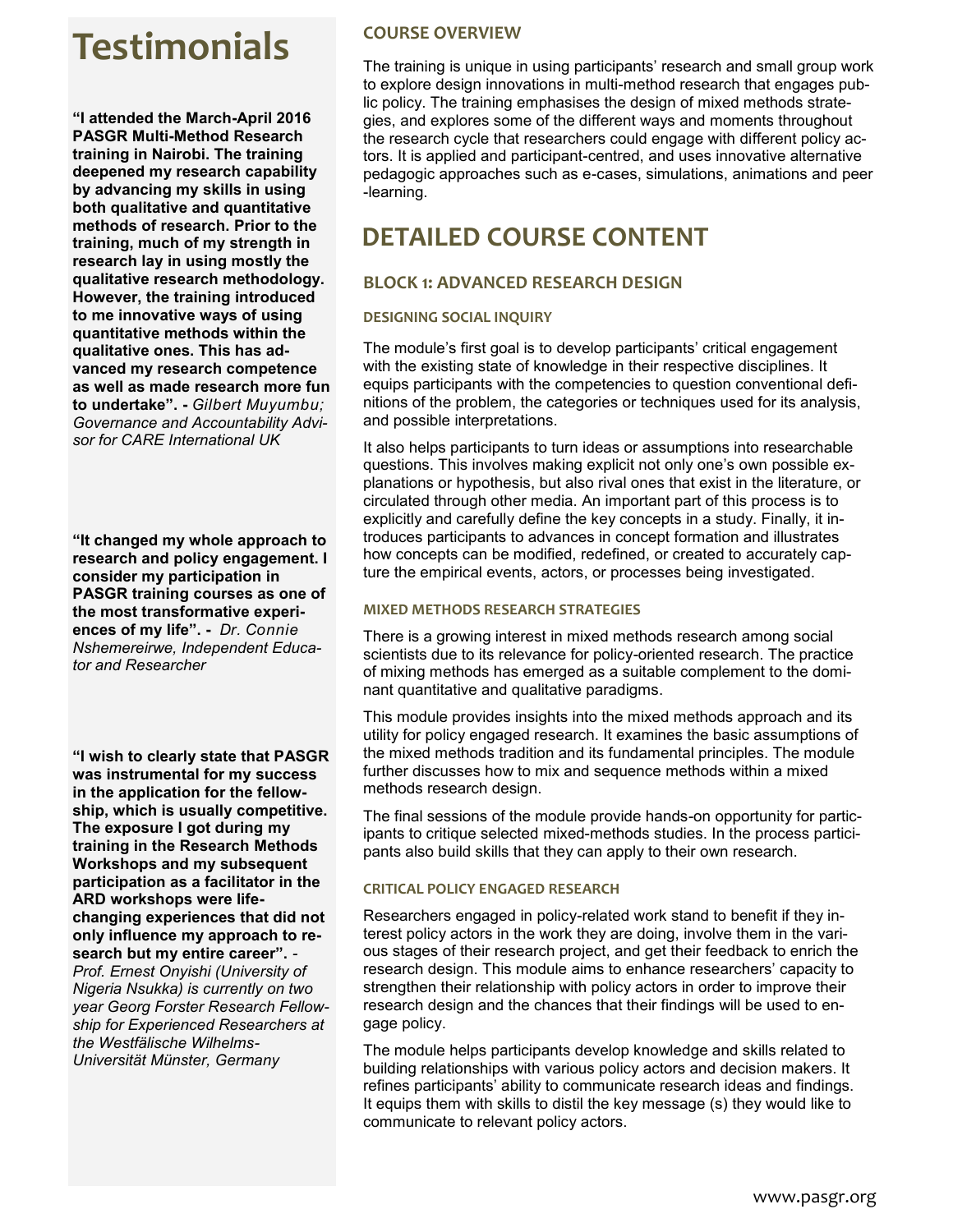## Testimonials

**"I attended the March-April 2016 PASGR Multi-Method Research training in Nairobi. The training deepened my research capability by advancing my skills in using both qualitative and quantitative methods of research. Prior to the training, much of my strength in research lay in using mostly the qualitative research methodology. However, the training introduced to me innovative ways of using quantitative methods within the qualitative ones. This has advanced my research competence as well as made research more fun to undertake". -** *Gilbert Muyumbu; Governance and Accountability Advisor for CARE International UK*

**"It changed my whole approach to research and policy engagement. I consider my participation in PASGR training courses as one of the most transformative experiences of my life". -** *Dr. Connie Nshemereirwe, Independent Educator and Researcher*

**"I wish to clearly state that PASGR was instrumental for my success in the application for the fellowship, which is usually competitive. The exposure I got during my training in the Research Methods Workshops and my subsequent participation as a facilitator in the ARD workshops were life-changing experiences that did not only influence my approach to research but my entire career". -** *Prof. Ernest Onyishi (University of Nigeria Nsukka) is currently on two year Georg Forster Research Fellowship for Experienced Researchers at the Westfälische Wilhelms-Universität Münster, Germany*

### COURSE OVERVIEW

The training is unique in using participants' research and small group work to explore design innovations in multi-method research that engages public policy. The training emphasises the design of mixed methods strategies, and explores some of the different ways and moments throughout the research cycle that researchers could engage with different policy actors. It is applied and participant-centred, and uses innovative alternative pedagogic approaches such as e-cases, simulations, animations and peer-learning.

# DETAILED COURSE CONTENT

## BLOCK 1: ADVANCED RESEARCH DESIGN

### DESIGNING SOCIAL INQUIRY

The module's first goal is to develop participants' critical engagement with the existing state of knowledge in their respective disciplines. It equips participants with the competencies to question conventional definitions of the problem, the categories or techniques used for its analysis, and possible interpretations.

It also helps participants to turn ideas or assumptions into researchable questions. This involves making explicit not only one's own possible explanations or hypothesis, but also rival ones that exist in the literature, or circulated through other media. An important part of this process is to explicitly and carefully define the key concepts in a study. Finally, it introduces participants to advances in concept formation and illustrates how concepts can be modified, redefined, or created to accurately capture the empirical events, actors, or processes being investigated.

### MIXED METHODS RESEARCH STRATEGIES

There is a growing interest in mixed methods research among social scientists due to its relevance for policy-oriented research. The practice of mixing methods has emerged as a suitable complement to the dominant quantitative and qualitative paradigms.

This module provides insights into the mixed methods approach and its utility for policy engaged research. It examines the basic assumptions of the mixed methods tradition and its fundamental principles. The module further discusses how to mix and sequence methods within a mixed methods research design.

The final sessions of the module provide hands-on opportunity for participants to critique selected mixed-methods studies. In the process participants also build skills that they can apply to their own research.

### CRITICAL POLICY ENGAGED RESEARCH

Researchers engaged in policy-related work stand to benefit if they interest policy actors in the work they are doing, involve them in the various stages of their research project, and get their feedback to enrich the research design. This module aims to enhance researchers' capacity to strengthen their relationship with policy actors in order to improve their research design and the chances that their findings will be used to engage policy.

The module helps participants develop knowledge and skills related to building relationships with various policy actors and decision makers. It refines participants' ability to communicate research ideas and findings. It equips them with skills to distil the key message (s) they would like to communicate to relevant policy actors.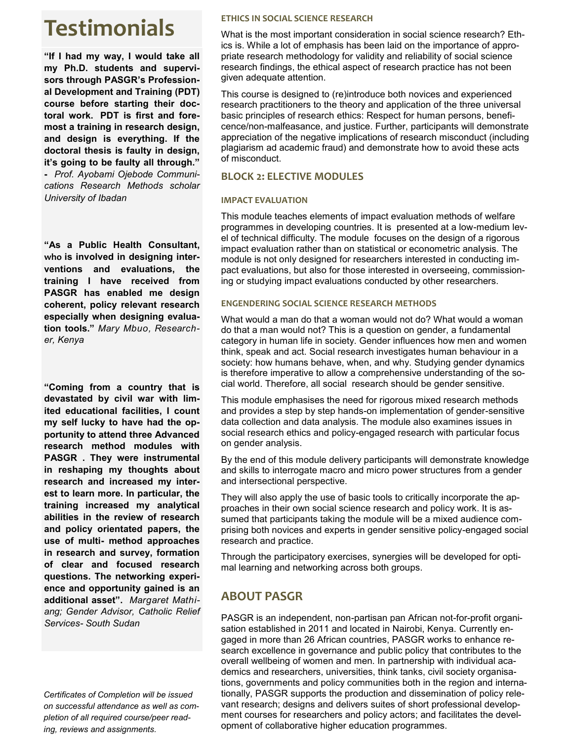# Testimonials

**"If I had my way, I would take all my Ph.D. students and supervisors through PASGR's Professional Development and Training (PDT) course before starting their doctoral work. PDT is first and foremost a training in research design, and design is everything. If the doctoral thesis is faulty in design, it's going to be faulty all through."** - *Prof. Ayobami Ojebode Communications Research Methods scholar University of Ibadan*

**"As a Public Health Consultant, who is involved in designing interventions and evaluations, the training I have received from PASGR has enabled me design coherent, policy relevant research especially when designing evaluation tools."** *Mary Mbuo, Researcher, Kenya*

**"Coming from a country that is devastated by civil war with limited educational facilities, I count my self lucky to have had the opportunity to attend three Advanced research method modules with PASGR . They were instrumental in reshaping my thoughts about research and increased my interest to learn more. In particular, the training increased my analytical abilities in the review of research and policy orientated papers, the use of multi- method approaches in research and survey, formation of clear and focused research questions. The networking experience and opportunity gained is an additional asset".** *Margaret Mathiang; Gender Advisor, Catholic Relief Services- South Sudan*

*Certificates of Completion will be issued on successful attendance as well as completion of all required course/peer reading, reviews and assignments.*

#### ETHICS IN SOCIAL SCIENCE RESEARCH

What is the most important consideration in social science research? Ethics is. While a lot of emphasis has been laid on the importance of appropriate research methodology for validity and reliability of social science research findings, the ethical aspect of research practice has not been given adequate attention.

This course is designed to (re)introduce both novices and experienced research practitioners to the theory and application of the three universal basic principles of research ethics: Respect for human persons, beneficence/non-malfeasance, and justice. Further, participants will demonstrate appreciation of the negative implications of research misconduct (including plagiarism ad academic fraud) and demonstrate how to avoid these acts of misconduct.

### BLOCK 2: ELECTIVE MODULES

#### IMPACT EVALUATION

This module teaches elements of impact evaluation methods of welfare programmes in developing countries. It is presented at a low-medium level of technical difficulty. The module focuses on the design of a rigorous impact evaluation rather than on statistical or econometric analysis. The module is not only designed for researchers interested in conducting impact evaluations, but also for those interested in overseeing, commissioning or studying impact evaluations conducted by other researchers.

#### ENGENDERING SOCIAL SCIENCE RESEARCH METHODS

What would a man do that a woman would not do? What would a woman do that a man would not? This is a question on gender, a fundamental category in human life in society. Gender influences how men and women think, speak and act. Social research investigates human behaviour in a society: how humans behave, when, and why. Studying gender dynamics is therefore imperative to allow a comprehensive understanding of the social world. Therefore, all social research should be gender sensitive.

This module emphasises the need for rigorous mixed research methods and provides a step by step hands-on implementation of gender-sensitive data collection and data analysis. The module also examines issues in social research ethics and policy-engaged research with particular focus on gender analysis.

By the end of this module delivery participants will demonstrate knowledge and skills to interrogate macro and micro power structures from a gender and intersectional perspective.

They will also apply the use of basic tools to critically incorporate the approaches in their own social science research and policy work. It is assumed that participants taking the module will be a mixed audience comprising both novices and experts in gender sensitive policy-engaged social research and practice.

Through the participatory exercises, synergies will be developed for optimal learning and networking across both groups.

## ABOUT PASGR

PASGR is an independent, non-partisan pan African not-for-profit organisation established in 2011 and located in Nairobi, Kenya. Currently engaged in more than 26 African countries, PASGR works to enhance research excellence in governance and public policy that contributes to the overall wellbeing of women and men. In partnership with individual academics and researchers, universities, think tanks, civil society organisations, governments and policy communities both in the region and internationally, PASGR supports the production and dissemination of policy relevant research; designs and delivers suites of short professional development courses for researchers and policy actors; and facilitates the development of collaborative higher education programmes.